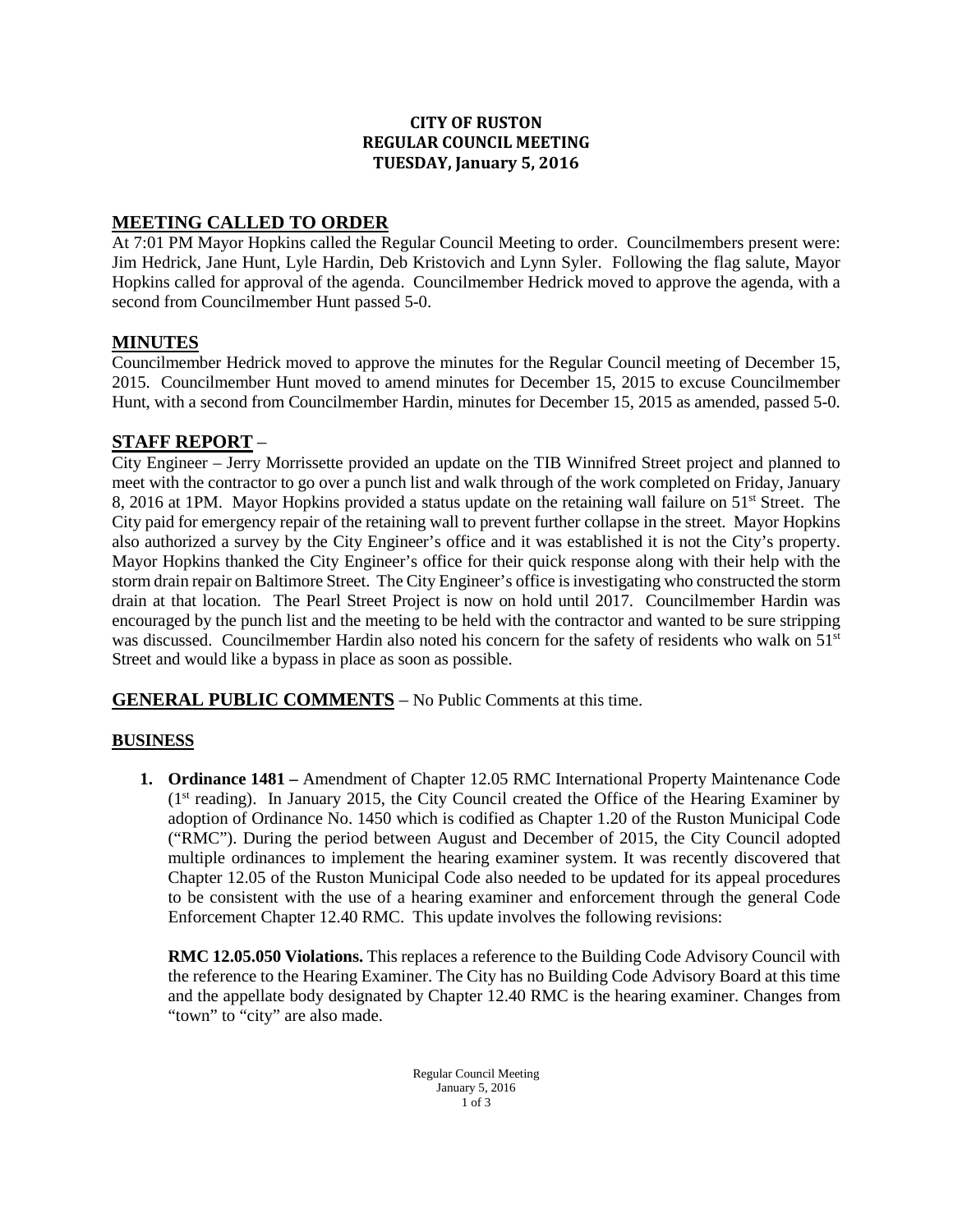**CITY OF RUSTON**
**REGULAR COUNCIL MEETING**
**TUESDAY, January 5, 2016**

## MEETING CALLED TO ORDER

At 7:01 PM Mayor Hopkins called the Regular Council Meeting to order. Councilmembers present were: Jim Hedrick, Jane Hunt, Lyle Hardin, Deb Kristovich and Lynn Syler. Following the flag salute, Mayor Hopkins called for approval of the agenda. Councilmember Hedrick moved to approve the agenda, with a second from Councilmember Hunt passed 5-0.

## MINUTES

Councilmember Hedrick moved to approve the minutes for the Regular Council meeting of December 15, 2015. Councilmember Hunt moved to amend minutes for December 15, 2015 to excuse Councilmember Hunt, with a second from Councilmember Hardin, minutes for December 15, 2015 as amended, passed 5-0.

## STAFF REPORT –

City Engineer – Jerry Morrissette provided an update on the TIB Winnifred Street project and planned to meet with the contractor to go over a punch list and walk through of the work completed on Friday, January 8, 2016 at 1PM. Mayor Hopkins provided a status update on the retaining wall failure on 51st Street. The City paid for emergency repair of the retaining wall to prevent further collapse in the street. Mayor Hopkins also authorized a survey by the City Engineer's office and it was established it is not the City's property. Mayor Hopkins thanked the City Engineer's office for their quick response along with their help with the storm drain repair on Baltimore Street. The City Engineer's office is investigating who constructed the storm drain at that location. The Pearl Street Project is now on hold until 2017. Councilmember Hardin was encouraged by the punch list and the meeting to be held with the contractor and wanted to be sure stripping was discussed. Councilmember Hardin also noted his concern for the safety of residents who walk on 51st Street and would like a bypass in place as soon as possible.

## GENERAL PUBLIC COMMENTS – No Public Comments at this time.

### BUSINESS

1. **Ordinance 1481 –** Amendment of Chapter 12.05 RMC International Property Maintenance Code (1st reading). In January 2015, the City Council created the Office of the Hearing Examiner by adoption of Ordinance No. 1450 which is codified as Chapter 1.20 of the Ruston Municipal Code ("RMC"). During the period between August and December of 2015, the City Council adopted multiple ordinances to implement the hearing examiner system. It was recently discovered that Chapter 12.05 of the Ruston Municipal Code also needed to be updated for its appeal procedures to be consistent with the use of a hearing examiner and enforcement through the general Code Enforcement Chapter 12.40 RMC. This update involves the following revisions:

   **RMC 12.05.050 Violations.** This replaces a reference to the Building Code Advisory Council with the reference to the Hearing Examiner. The City has no Building Code Advisory Board at this time and the appellate body designated by Chapter 12.40 RMC is the hearing examiner. Changes from "town" to "city" are also made.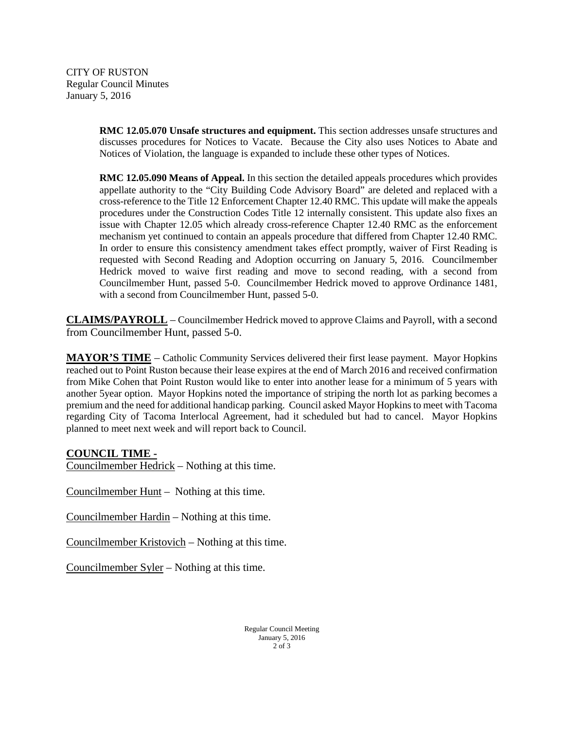**RMC 12.05.070 Unsafe structures and equipment.** This section addresses unsafe structures and discusses procedures for Notices to Vacate. Because the City also uses Notices to Abate and Notices of Violation, the language is expanded to include these other types of Notices.

**RMC 12.05.090 Means of Appeal.** In this section the detailed appeals procedures which provides appellate authority to the "City Building Code Advisory Board" are deleted and replaced with a cross-reference to the Title 12 Enforcement Chapter 12.40 RMC. This update will make the appeals procedures under the Construction Codes Title 12 internally consistent. This update also fixes an issue with Chapter 12.05 which already cross-reference Chapter 12.40 RMC as the enforcement mechanism yet continued to contain an appeals procedure that differed from Chapter 12.40 RMC. In order to ensure this consistency amendment takes effect promptly, waiver of First Reading is requested with Second Reading and Adoption occurring on January 5, 2016. Councilmember Hedrick moved to waive first reading and move to second reading, with a second from Councilmember Hunt, passed 5-0. Councilmember Hedrick moved to approve Ordinance 1481, with a second from Councilmember Hunt, passed 5-0.

**CLAIMS/PAYROLL** – Councilmember Hedrick moved to approve Claims and Payroll, with a second from Councilmember Hunt, passed 5-0.

**MAYOR'S TIME** – Catholic Community Services delivered their first lease payment. Mayor Hopkins reached out to Point Ruston because their lease expires at the end of March 2016 and received confirmation from Mike Cohen that Point Ruston would like to enter into another lease for a minimum of 5 years with another 5year option. Mayor Hopkins noted the importance of striping the north lot as parking becomes a premium and the need for additional handicap parking. Council asked Mayor Hopkins to meet with Tacoma regarding City of Tacoma Interlocal Agreement, had it scheduled but had to cancel. Mayor Hopkins planned to meet next week and will report back to Council.

**COUNCIL TIME -**

Councilmember Hedrick – Nothing at this time.

Councilmember Hunt – Nothing at this time.

Councilmember Hardin – Nothing at this time.

Councilmember Kristovich – Nothing at this time.

Councilmember Syler – Nothing at this time.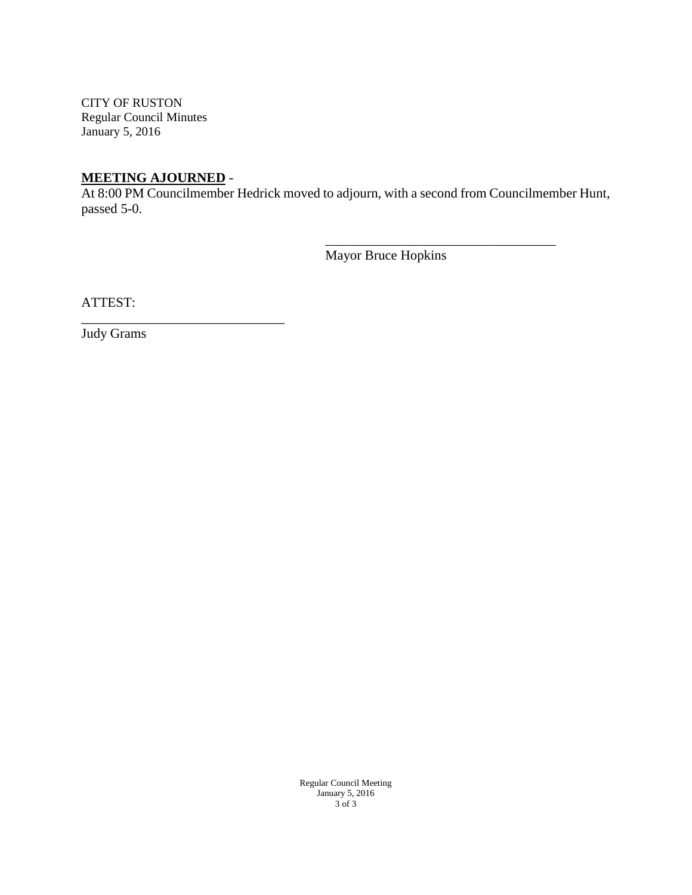CITY OF RUSTON
Regular Council Minutes
January 5, 2016

**MEETING AJOURNED** -
At 8:00 PM Councilmember Hedrick moved to adjourn, with a second from Councilmember Hunt, passed 5-0.

___________________________________
Mayor Bruce Hopkins

ATTEST:
______________________________
Judy Grams